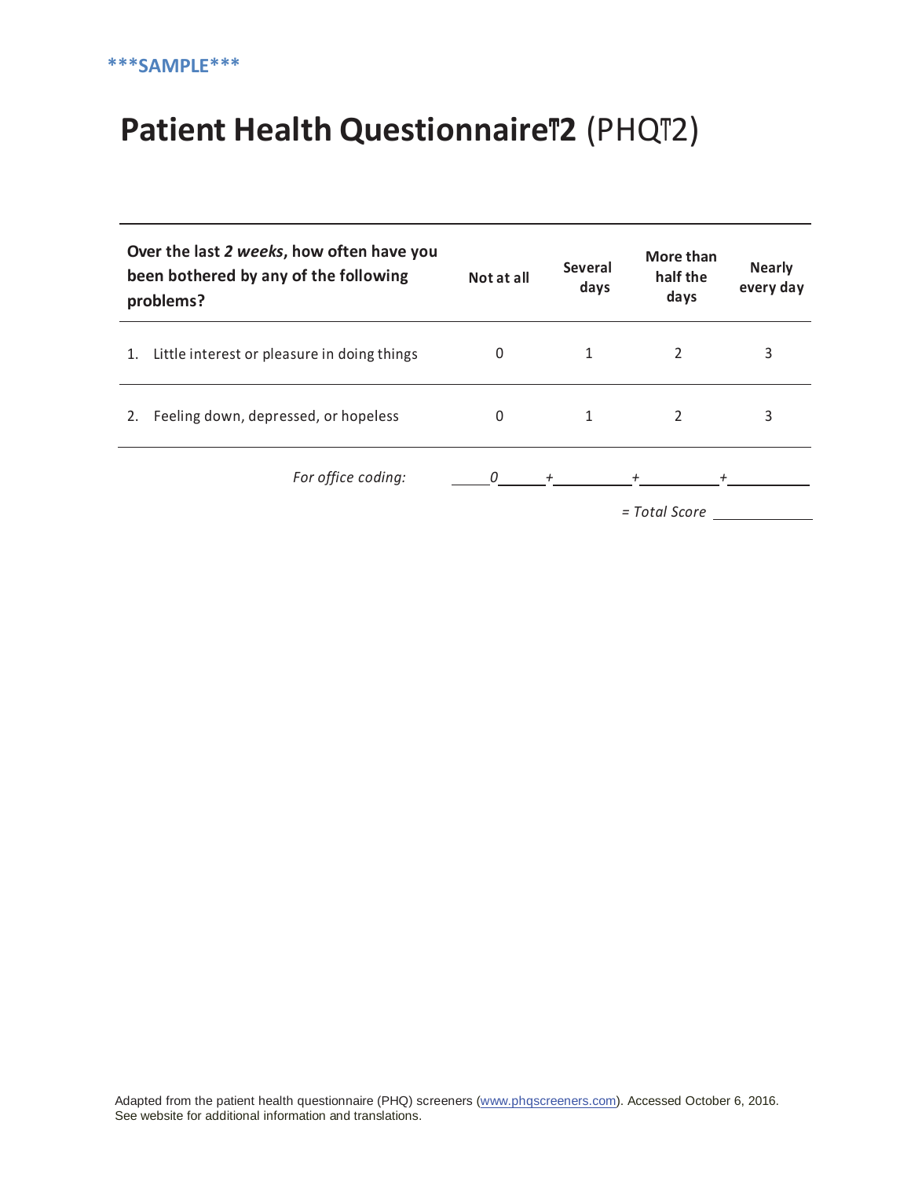***SAMPLE***

# Patient Health Questionnaire‐2 (PHQ‐2)

| Over the last *2 weeks*, how often have you been bothered by any of the following problems? | Not at all | Several days | More than half the days | Nearly every day |
|---|---|---|---|---|
| 1. Little interest or pleasure in doing things | 0 | 1 | 2 | 3 |
| 2. Feeling down, depressed, or hopeless | 0 | 1 | 2 | 3 |

*For office coding:* ____*0*____ + __________ + __________ + __________

*= Total Score* __________

Adapted from the patient health questionnaire (PHQ) screeners (www.phqscreeners.com). Accessed October 6, 2016. See website for additional information and translations.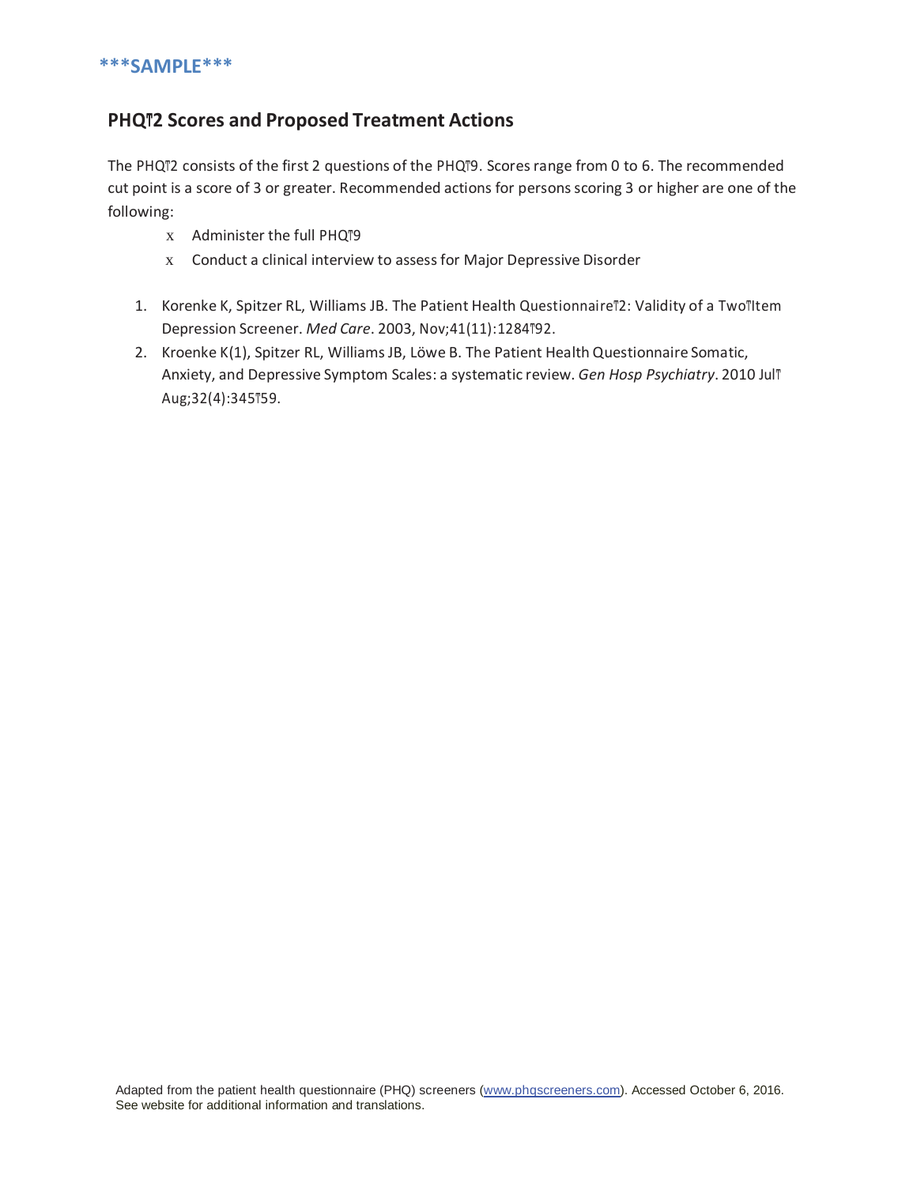***SAMPLE***

## PHQ‐2 Scores and Proposed Treatment Actions

The PHQ‐2 consists of the first 2 questions of the PHQ‐9. Scores range from 0 to 6. The recommended cut point is a score of 3 or greater. Recommended actions for persons scoring 3 or higher are one of the following:

- Administer the full PHQ‐9
- Conduct a clinical interview to assess for Major Depressive Disorder

1. Korenke K, Spitzer RL, Williams JB. The Patient Health Questionnaire‐2: Validity of a Two‐Item Depression Screener. *Med Care*. 2003, Nov;41(11):1284‐92.
2. Kroenke K(1), Spitzer RL, Williams JB, Löwe B. The Patient Health Questionnaire Somatic, Anxiety, and Depressive Symptom Scales: a systematic review. *Gen Hosp Psychiatry*. 2010 Jul‐Aug;32(4):345‐59.

Adapted from the patient health questionnaire (PHQ) screeners (www.phqscreeners.com). Accessed October 6, 2016. See website for additional information and translations.